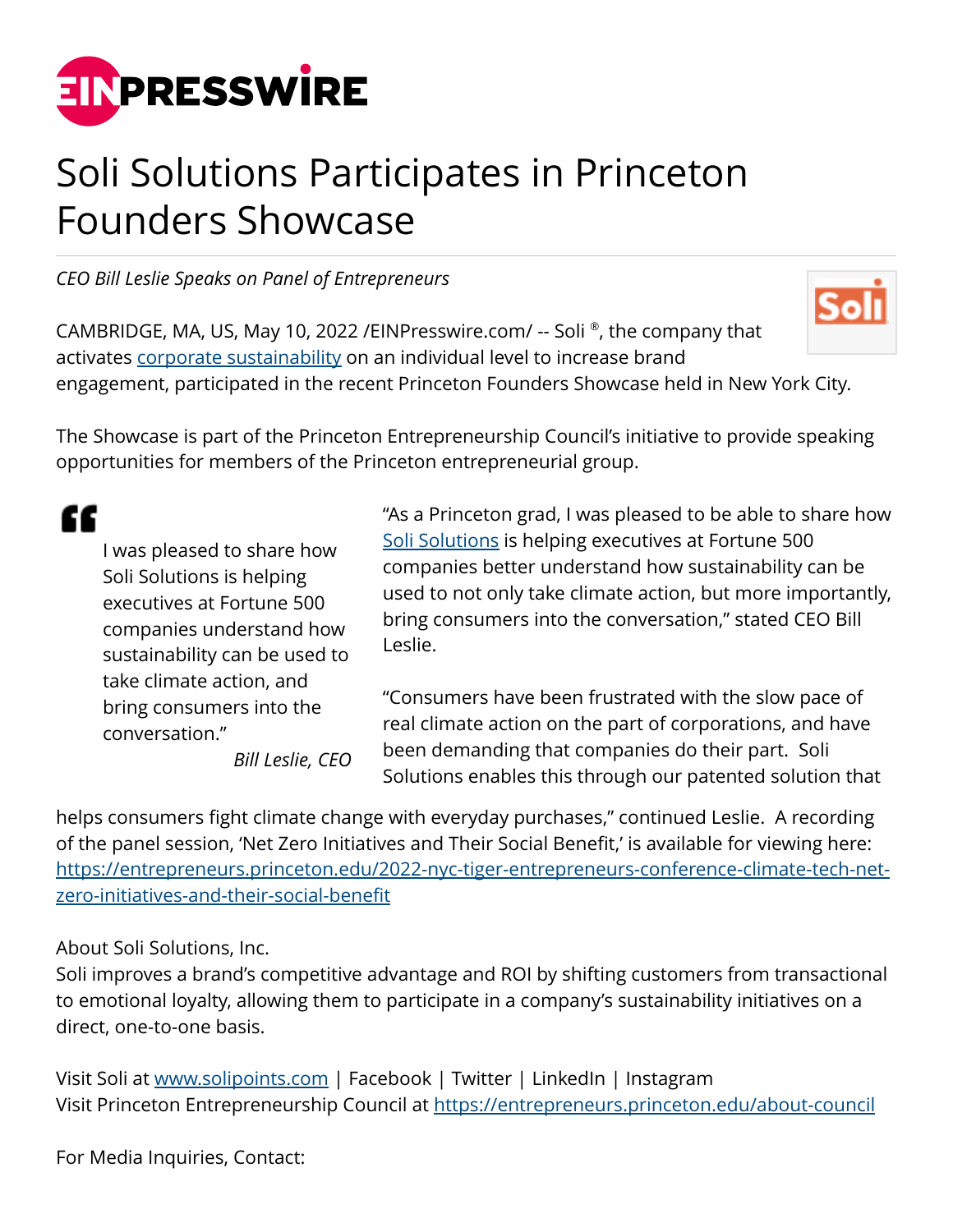# Soli Solutions Participates in Princeton Founders Showcase

*CEO Bill Leslie Speaks on Panel of Entrepreneurs*

CAMBRIDGE, MA, US, May 10, 2022 /EINPresswire.com/ -- Soli ®, the company that activates [corporate sustainability]() on an individual level to increase brand engagement, participated in the recent Princeton Founders Showcase held in New York City.

The Showcase is part of the Princeton Entrepreneurship Council's initiative to provide speaking opportunities for members of the Princeton entrepreneurial group.

> I was pleased to share how Soli Solutions is helping executives at Fortune 500 companies understand how sustainability can be used to take climate action, and bring consumers into the conversation."
>
> *Bill Leslie, CEO*

"As a Princeton grad, I was pleased to be able to share how [Soli Solutions]() is helping executives at Fortune 500 companies better understand how sustainability can be used to not only take climate action, but more importantly, bring consumers into the conversation," stated CEO Bill Leslie.

"Consumers have been frustrated with the slow pace of real climate action on the part of corporations, and have been demanding that companies do their part. Soli Solutions enables this through our patented solution that helps consumers fight climate change with everyday purchases," continued Leslie. A recording of the panel session, 'Net Zero Initiatives and Their Social Benefit,' is available for viewing here: https://entrepreneurs.princeton.edu/2022-nyc-tiger-entrepreneurs-conference-climate-tech-net-zero-initiatives-and-their-social-benefit

About Soli Solutions, Inc.
Soli improves a brand's competitive advantage and ROI by shifting customers from transactional to emotional loyalty, allowing them to participate in a company's sustainability initiatives on a direct, one-to-one basis.

Visit Soli at www.solipoints.com | Facebook | Twitter | LinkedIn | Instagram
Visit Princeton Entrepreneurship Council at https://entrepreneurs.princeton.edu/about-council

For Media Inquiries, Contact: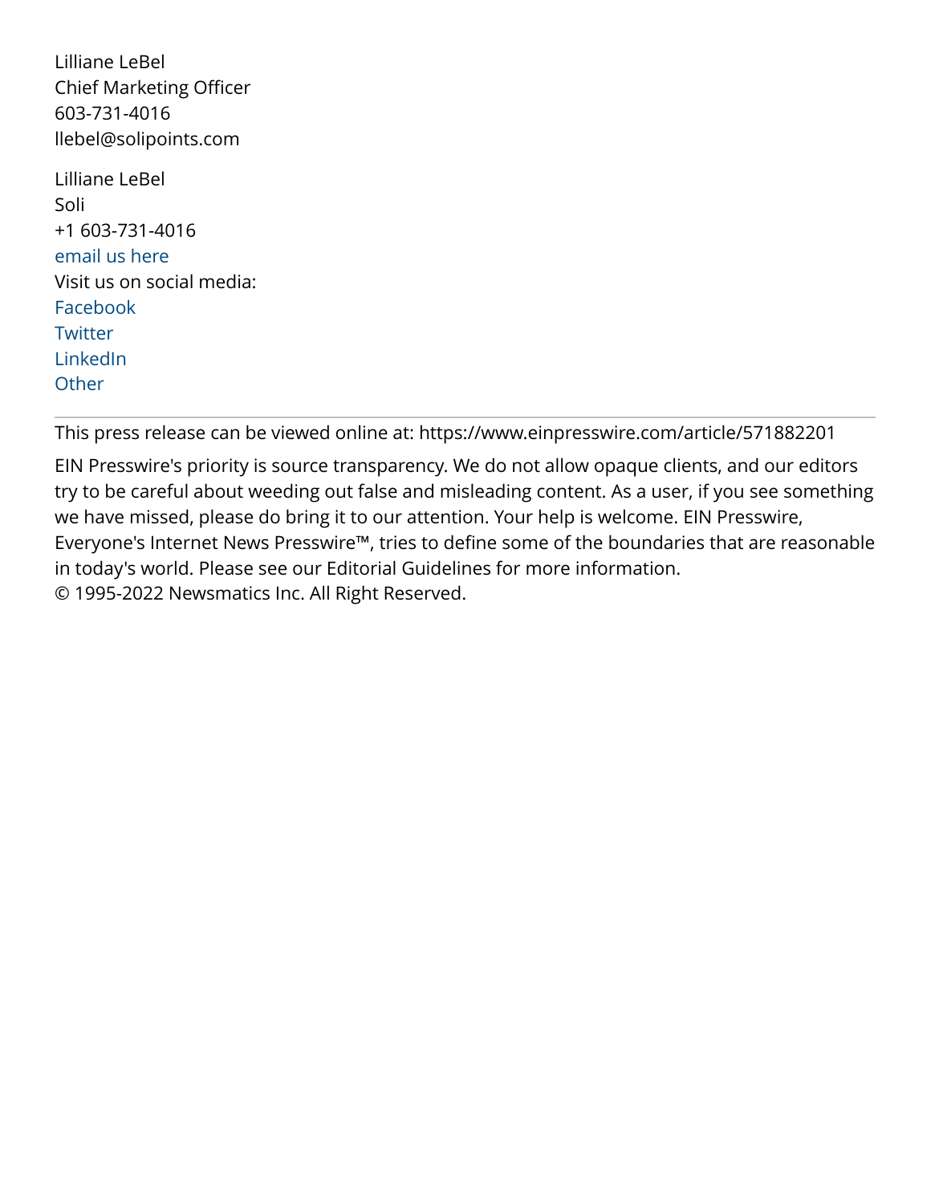Lilliane LeBel
Chief Marketing Officer
603-731-4016
llebel@solipoints.com

Lilliane LeBel
Soli
+1 603-731-4016
email us here
Visit us on social media:
Facebook
Twitter
LinkedIn
Other

---

This press release can be viewed online at: https://www.einpresswire.com/article/571882201

EIN Presswire's priority is source transparency. We do not allow opaque clients, and our editors try to be careful about weeding out false and misleading content. As a user, if you see something we have missed, please do bring it to our attention. Your help is welcome. EIN Presswire, Everyone's Internet News Presswire™, tries to define some of the boundaries that are reasonable in today's world. Please see our Editorial Guidelines for more information.
© 1995-2022 Newsmatics Inc. All Right Reserved.